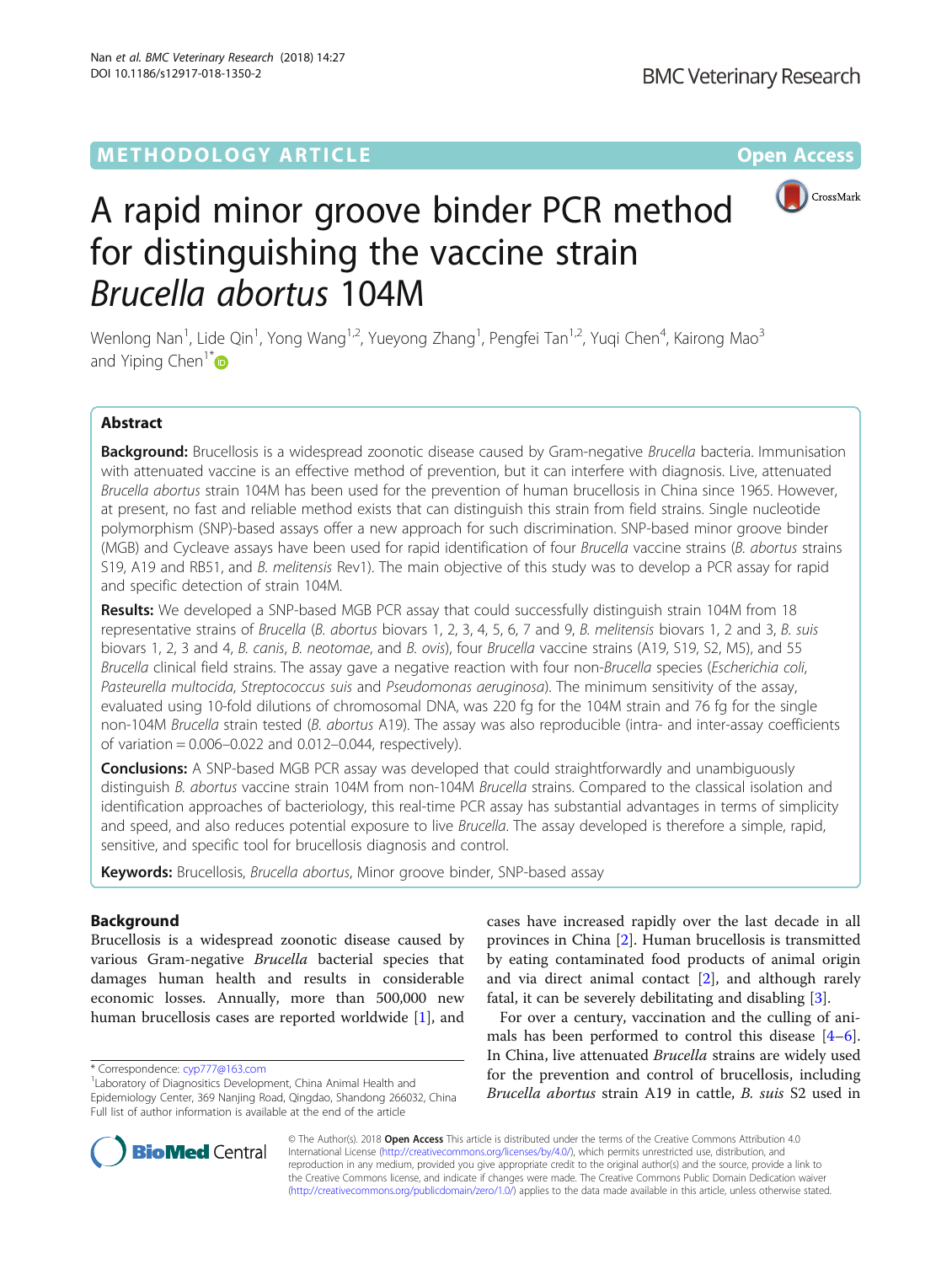METHODOLOGY ARTICLE

Open Access

# A rapid minor groove binder PCR method for distinguishing the vaccine strain *Brucella abortus* 104M

Wenlong Nan[1], Lide Qin[1], Yong Wang[1,2], Yueyong Zhang[1], Pengfei Tan[1,2], Yuqi Chen[4], Kairong Mao[3] and Yiping Chen[1*]

## Abstract

**Background:** Brucellosis is a widespread zoonotic disease caused by Gram-negative *Brucella* bacteria. Immunisation with attenuated vaccine is an effective method of prevention, but it can interfere with diagnosis. Live, attenuated *Brucella abortus* strain 104M has been used for the prevention of human brucellosis in China since 1965. However, at present, no fast and reliable method exists that can distinguish this strain from field strains. Single nucleotide polymorphism (SNP)-based assays offer a new approach for such discrimination. SNP-based minor groove binder (MGB) and Cycleave assays have been used for rapid identification of four *Brucella* vaccine strains (*B. abortus* strains S19, A19 and RB51, and *B. melitensis* Rev1). The main objective of this study was to develop a PCR assay for rapid and specific detection of strain 104M.

**Results:** We developed a SNP-based MGB PCR assay that could successfully distinguish strain 104M from 18 representative strains of *Brucella* (*B. abortus* biovars 1, 2, 3, 4, 5, 6, 7 and 9, *B. melitensis* biovars 1, 2 and 3, *B. suis* biovars 1, 2, 3 and 4, *B. canis*, *B. neotomae*, and *B. ovis*), four *Brucella* vaccine strains (A19, S19, S2, M5), and 55 *Brucella* clinical field strains. The assay gave a negative reaction with four non-*Brucella* species (*Escherichia coli*, *Pasteurella multocida*, *Streptococcus suis* and *Pseudomonas aeruginosa*). The minimum sensitivity of the assay, evaluated using 10-fold dilutions of chromosomal DNA, was 220 fg for the 104M strain and 76 fg for the single non-104M *Brucella* strain tested (*B. abortus* A19). The assay was also reproducible (intra- and inter-assay coefficients of variation = 0.006–0.022 and 0.012–0.044, respectively).

**Conclusions:** A SNP-based MGB PCR assay was developed that could straightforwardly and unambiguously distinguish *B. abortus* vaccine strain 104M from non-104M *Brucella* strains. Compared to the classical isolation and identification approaches of bacteriology, this real-time PCR assay has substantial advantages in terms of simplicity and speed, and also reduces potential exposure to live *Brucella*. The assay developed is therefore a simple, rapid, sensitive, and specific tool for brucellosis diagnosis and control.

**Keywords:** Brucellosis, *Brucella abortus*, Minor groove binder, SNP-based assay

## Background

Brucellosis is a widespread zoonotic disease caused by various Gram-negative *Brucella* bacterial species that damages human health and results in considerable economic losses. Annually, more than 500,000 new human brucellosis cases are reported worldwide [1], and cases have increased rapidly over the last decade in all provinces in China [2]. Human brucellosis is transmitted by eating contaminated food products of animal origin and via direct animal contact [2], and although rarely fatal, it can be severely debilitating and disabling [3].

For over a century, vaccination and the culling of animals has been performed to control this disease [4–6]. In China, live attenuated *Brucella* strains are widely used for the prevention and control of brucellosis, including *Brucella abortus* strain A19 in cattle, *B. suis* S2 used in

\* Correspondence: cyp777@163.com
[1]Laboratory of Diagnostics Development, China Animal Health and Epidemiology Center, 369 Nanjing Road, Qingdao, Shandong 266032, China
Full list of author information is available at the end of the article

© The Author(s). 2018 **Open Access** This article is distributed under the terms of the Creative Commons Attribution 4.0 International License (http://creativecommons.org/licenses/by/4.0/), which permits unrestricted use, distribution, and reproduction in any medium, provided you give appropriate credit to the original author(s) and the source, provide a link to the Creative Commons license, and indicate if changes were made. The Creative Commons Public Domain Dedication waiver (http://creativecommons.org/publicdomain/zero/1.0/) applies to the data made available in this article, unless otherwise stated.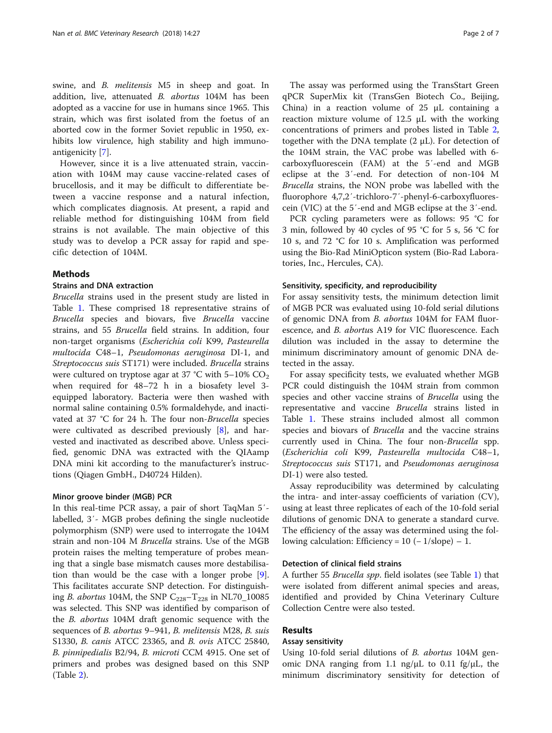swine, and *B. melitensis* M5 in sheep and goat. In addition, live, attenuated *B. abortus* 104M has been adopted as a vaccine for use in humans since 1965. This strain, which was first isolated from the foetus of an aborted cow in the former Soviet republic in 1950, exhibits low virulence, high stability and high immunoantigenicity [7].

However, since it is a live attenuated strain, vaccination with 104M may cause vaccine-related cases of brucellosis, and it may be difficult to differentiate between a vaccine response and a natural infection, which complicates diagnosis. At present, a rapid and reliable method for distinguishing 104M from field strains is not available. The main objective of this study was to develop a PCR assay for rapid and specific detection of 104M.

## Methods

### Strains and DNA extraction

*Brucella* strains used in the present study are listed in Table 1. These comprised 18 representative strains of *Brucella* species and biovars, five *Brucella* vaccine strains, and 55 *Brucella* field strains. In addition, four non-target organisms (*Escherichia coli* K99, *Pasteurella multocida* C48–1, *Pseudomonas aeruginosa* DI-1, and *Streptococcus suis* ST171) were included. *Brucella* strains were cultured on tryptose agar at 37 °C with 5–10% $CO_2$ when required for 48–72 h in a biosafety level 3-equipped laboratory. Bacteria were then washed with normal saline containing 0.5% formaldehyde, and inactivated at 37 °C for 24 h. The four non-*Brucella* species were cultivated as described previously [8], and harvested and inactivated as described above. Unless specified, genomic DNA was extracted with the QIAamp DNA mini kit according to the manufacturer's instructions (Qiagen GmbH., D40724 Hilden).

### Minor groove binder (MGB) PCR

In this real-time PCR assay, a pair of short TaqMan 5′-labelled, 3′- MGB probes defining the single nucleotide polymorphism (SNP) were used to interrogate the 104M strain and non-104 M *Brucella* strains. Use of the MGB protein raises the melting temperature of probes meaning that a single base mismatch causes more destabilisation than would be the case with a longer probe [9]. This facilitates accurate SNP detection. For distinguishing *B. abortus* 104M, the SNP $C_{228}$–$T_{228}$ in NL70_10085 was selected. This SNP was identified by comparison of the *B. abortus* 104M draft genomic sequence with the sequences of *B. abortus* 9–941, *B. melitensis* M28, *B. suis* S1330, *B. canis* ATCC 23365, and *B. ovis* ATCC 25840, *B. pinnipedialis* B2/94, *B. microti* CCM 4915. One set of primers and probes was designed based on this SNP (Table 2).

The assay was performed using the TransStart Green qPCR SuperMix kit (TransGen Biotech Co., Beijing, China) in a reaction volume of 25 μL containing a reaction mixture volume of 12.5 μL with the working concentrations of primers and probes listed in Table 2, together with the DNA template (2 μL). For detection of the 104M strain, the VAC probe was labelled with 6-carboxyfluorescein (FAM) at the 5′-end and MGB eclipse at the 3′-end. For detection of non-104 M *Brucella* strains, the NON probe was labelled with the fluorophore 4,7,2′-trichloro-7′-phenyl-6-carboxyfluorescein (VIC) at the 5′-end and MGB eclipse at the 3′-end.

PCR cycling parameters were as follows: 95 °C for 3 min, followed by 40 cycles of 95 °C for 5 s, 56 °C for 10 s, and 72 °C for 10 s. Amplification was performed using the Bio-Rad MiniOpticon system (Bio-Rad Laboratories, Inc., Hercules, CA).

### Sensitivity, specificity, and reproducibility

For assay sensitivity tests, the minimum detection limit of MGB PCR was evaluated using 10-fold serial dilutions of genomic DNA from *B. abortus* 104M for FAM fluorescence, and *B. abortus* A19 for VIC fluorescence. Each dilution was included in the assay to determine the minimum discriminatory amount of genomic DNA detected in the assay.

For assay specificity tests, we evaluated whether MGB PCR could distinguish the 104M strain from common species and other vaccine strains of *Brucella* using the representative and vaccine *Brucella* strains listed in Table 1. These strains included almost all common species and biovars of *Brucella* and the vaccine strains currently used in China. The four non-*Brucella* spp. (*Escherichia coli* K99, *Pasteurella multocida* C48–1, *Streptococcus suis* ST171, and *Pseudomonas aeruginosa* DI-1) were also tested.

Assay reproducibility was determined by calculating the intra- and inter-assay coefficients of variation (CV), using at least three replicates of each of the 10-fold serial dilutions of genomic DNA to generate a standard curve. The efficiency of the assay was determined using the following calculation: Efficiency = 10 (− 1/slope) − 1.

### Detection of clinical field strains

A further 55 *Brucella spp*. field isolates (see Table 1) that were isolated from different animal species and areas, identified and provided by China Veterinary Culture Collection Centre were also tested.

## Results

### Assay sensitivity

Using 10-fold serial dilutions of *B. abortus* 104M genomic DNA ranging from 1.1 ng/μL to 0.11 fg/μL, the minimum discriminatory sensitivity for detection of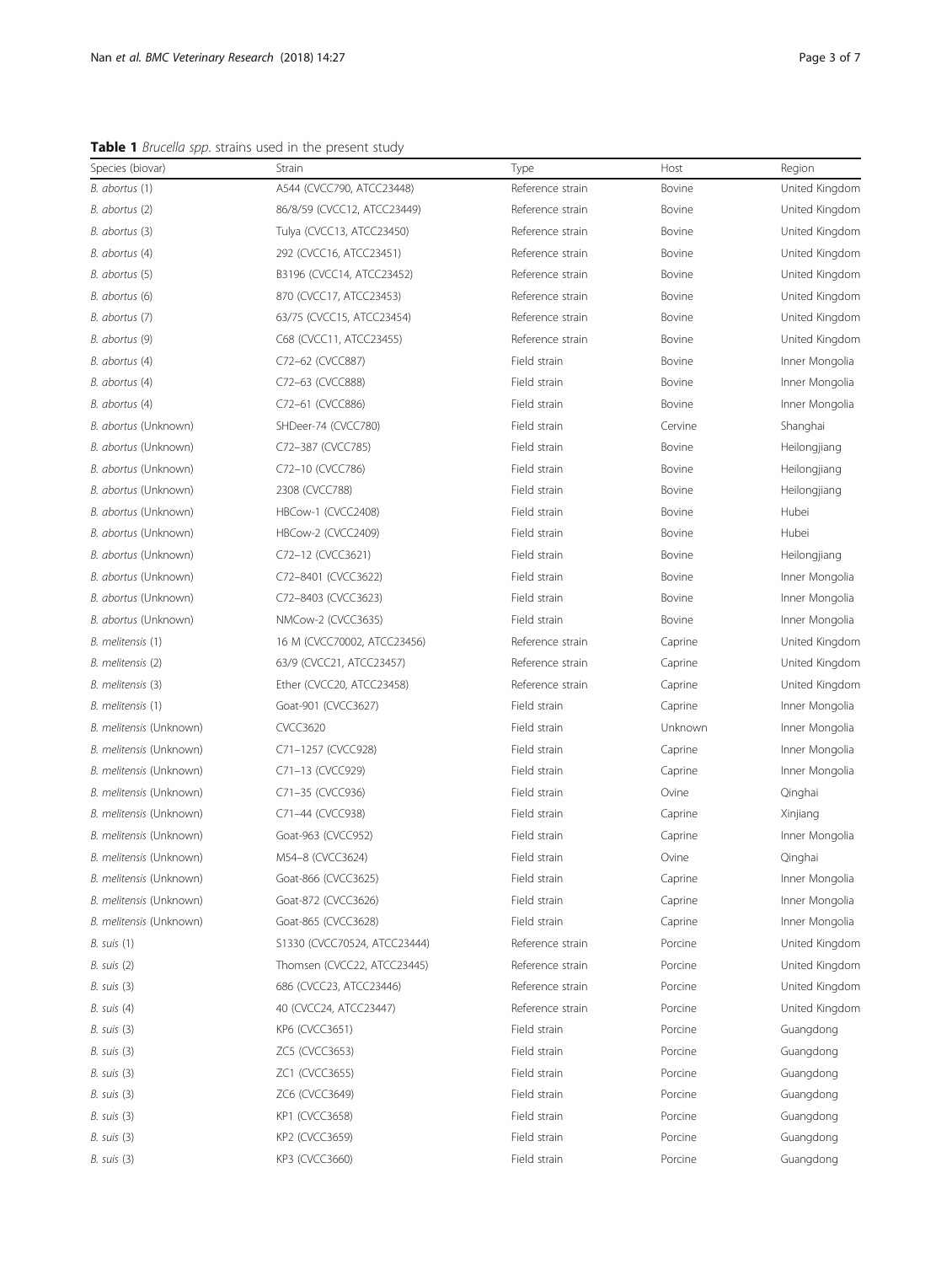**Table 1** *Brucella spp.* strains used in the present study

| Species (biovar) | Strain | Type | Host | Region |
|---|---|---|---|---|
| *B. abortus* (1) | A544 (CVCC790, ATCC23448) | Reference strain | Bovine | United Kingdom |
| *B. abortus* (2) | 86/8/59 (CVCC12, ATCC23449) | Reference strain | Bovine | United Kingdom |
| *B. abortus* (3) | Tulya (CVCC13, ATCC23450) | Reference strain | Bovine | United Kingdom |
| *B. abortus* (4) | 292 (CVCC16, ATCC23451) | Reference strain | Bovine | United Kingdom |
| *B. abortus* (5) | B3196 (CVCC14, ATCC23452) | Reference strain | Bovine | United Kingdom |
| *B. abortus* (6) | 870 (CVCC17, ATCC23453) | Reference strain | Bovine | United Kingdom |
| *B. abortus* (7) | 63/75 (CVCC15, ATCC23454) | Reference strain | Bovine | United Kingdom |
| *B. abortus* (9) | C68 (CVCC11, ATCC23455) | Reference strain | Bovine | United Kingdom |
| *B. abortus* (4) | C72–62 (CVCC887) | Field strain | Bovine | Inner Mongolia |
| *B. abortus* (4) | C72–63 (CVCC888) | Field strain | Bovine | Inner Mongolia |
| *B. abortus* (4) | C72–61 (CVCC886) | Field strain | Bovine | Inner Mongolia |
| *B. abortus* (Unknown) | SHDeer-74 (CVCC780) | Field strain | Cervine | Shanghai |
| *B. abortus* (Unknown) | C72–387 (CVCC785) | Field strain | Bovine | Heilongjiang |
| *B. abortus* (Unknown) | C72–10 (CVCC786) | Field strain | Bovine | Heilongjiang |
| *B. abortus* (Unknown) | 2308 (CVCC788) | Field strain | Bovine | Heilongjiang |
| *B. abortus* (Unknown) | HBCow-1 (CVCC2408) | Field strain | Bovine | Hubei |
| *B. abortus* (Unknown) | HBCow-2 (CVCC2409) | Field strain | Bovine | Hubei |
| *B. abortus* (Unknown) | C72–12 (CVCC3621) | Field strain | Bovine | Heilongjiang |
| *B. abortus* (Unknown) | C72–8401 (CVCC3622) | Field strain | Bovine | Inner Mongolia |
| *B. abortus* (Unknown) | C72–8403 (CVCC3623) | Field strain | Bovine | Inner Mongolia |
| *B. abortus* (Unknown) | NMCow-2 (CVCC3635) | Field strain | Bovine | Inner Mongolia |
| *B. melitensis* (1) | 16 M (CVCC70002, ATCC23456) | Reference strain | Caprine | United Kingdom |
| *B. melitensis* (2) | 63/9 (CVCC21, ATCC23457) | Reference strain | Caprine | United Kingdom |
| *B. melitensis* (3) | Ether (CVCC20, ATCC23458) | Reference strain | Caprine | United Kingdom |
| *B. melitensis* (1) | Goat-901 (CVCC3627) | Field strain | Caprine | Inner Mongolia |
| *B. melitensis* (Unknown) | CVCC3620 | Field strain | Unknown | Inner Mongolia |
| *B. melitensis* (Unknown) | C71–1257 (CVCC928) | Field strain | Caprine | Inner Mongolia |
| *B. melitensis* (Unknown) | C71–13 (CVCC929) | Field strain | Caprine | Inner Mongolia |
| *B. melitensis* (Unknown) | C71–35 (CVCC936) | Field strain | Ovine | Qinghai |
| *B. melitensis* (Unknown) | C71–44 (CVCC938) | Field strain | Caprine | Xinjiang |
| *B. melitensis* (Unknown) | Goat-963 (CVCC952) | Field strain | Caprine | Inner Mongolia |
| *B. melitensis* (Unknown) | M54–8 (CVCC3624) | Field strain | Ovine | Qinghai |
| *B. melitensis* (Unknown) | Goat-866 (CVCC3625) | Field strain | Caprine | Inner Mongolia |
| *B. melitensis* (Unknown) | Goat-872 (CVCC3626) | Field strain | Caprine | Inner Mongolia |
| *B. melitensis* (Unknown) | Goat-865 (CVCC3628) | Field strain | Caprine | Inner Mongolia |
| *B. suis* (1) | S1330 (CVCC70524, ATCC23444) | Reference strain | Porcine | United Kingdom |
| *B. suis* (2) | Thomsen (CVCC22, ATCC23445) | Reference strain | Porcine | United Kingdom |
| *B. suis* (3) | 686 (CVCC23, ATCC23446) | Reference strain | Porcine | United Kingdom |
| *B. suis* (4) | 40 (CVCC24, ATCC23447) | Reference strain | Porcine | United Kingdom |
| *B. suis* (3) | KP6 (CVCC3651) | Field strain | Porcine | Guangdong |
| *B. suis* (3) | ZC5 (CVCC3653) | Field strain | Porcine | Guangdong |
| *B. suis* (3) | ZC1 (CVCC3655) | Field strain | Porcine | Guangdong |
| *B. suis* (3) | ZC6 (CVCC3649) | Field strain | Porcine | Guangdong |
| *B. suis* (3) | KP1 (CVCC3658) | Field strain | Porcine | Guangdong |
| *B. suis* (3) | KP2 (CVCC3659) | Field strain | Porcine | Guangdong |
| *B. suis* (3) | KP3 (CVCC3660) | Field strain | Porcine | Guangdong |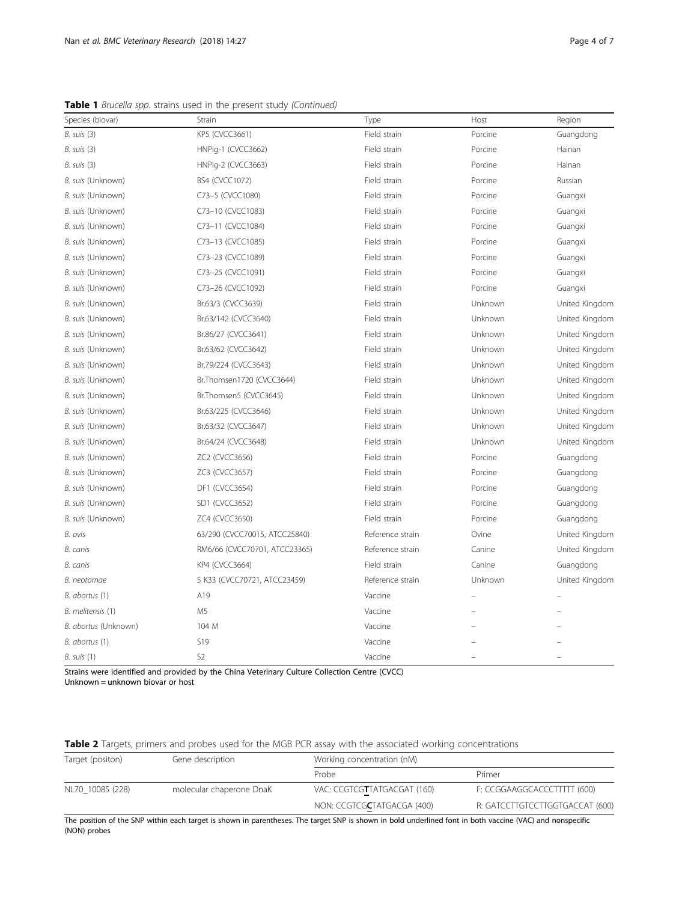**Table 1** *Brucella spp.* strains used in the present study *(Continued)*

| Species (biovar) | Strain | Type | Host | Region |
|---|---|---|---|---|
| *B. suis* (3) | KP5 (CVCC3661) | Field strain | Porcine | Guangdong |
| *B. suis* (3) | HNPig-1 (CVCC3662) | Field strain | Porcine | Hainan |
| *B. suis* (3) | HNPig-2 (CVCC3663) | Field strain | Porcine | Hainan |
| *B. suis* (Unknown) | BS4 (CVCC1072) | Field strain | Porcine | Russian |
| *B. suis* (Unknown) | C73–5 (CVCC1080) | Field strain | Porcine | Guangxi |
| *B. suis* (Unknown) | C73–10 (CVCC1083) | Field strain | Porcine | Guangxi |
| *B. suis* (Unknown) | C73–11 (CVCC1084) | Field strain | Porcine | Guangxi |
| *B. suis* (Unknown) | C73–13 (CVCC1085) | Field strain | Porcine | Guangxi |
| *B. suis* (Unknown) | C73–23 (CVCC1089) | Field strain | Porcine | Guangxi |
| *B. suis* (Unknown) | C73–25 (CVCC1091) | Field strain | Porcine | Guangxi |
| *B. suis* (Unknown) | C73–26 (CVCC1092) | Field strain | Porcine | Guangxi |
| *B. suis* (Unknown) | Br.63/3 (CVCC3639) | Field strain | Unknown | United Kingdom |
| *B. suis* (Unknown) | Br.63/142 (CVCC3640) | Field strain | Unknown | United Kingdom |
| *B. suis* (Unknown) | Br.86/27 (CVCC3641) | Field strain | Unknown | United Kingdom |
| *B. suis* (Unknown) | Br.63/62 (CVCC3642) | Field strain | Unknown | United Kingdom |
| *B. suis* (Unknown) | Br.79/224 (CVCC3643) | Field strain | Unknown | United Kingdom |
| *B. suis* (Unknown) | Br.Thomsen1720 (CVCC3644) | Field strain | Unknown | United Kingdom |
| *B. suis* (Unknown) | Br.Thomsen5 (CVCC3645) | Field strain | Unknown | United Kingdom |
| *B. suis* (Unknown) | Br.63/225 (CVCC3646) | Field strain | Unknown | United Kingdom |
| *B. suis* (Unknown) | Br.63/32 (CVCC3647) | Field strain | Unknown | United Kingdom |
| *B. suis* (Unknown) | Br.64/24 (CVCC3648) | Field strain | Unknown | United Kingdom |
| *B. suis* (Unknown) | ZC2 (CVCC3656) | Field strain | Porcine | Guangdong |
| *B. suis* (Unknown) | ZC3 (CVCC3657) | Field strain | Porcine | Guangdong |
| *B. suis* (Unknown) | DF1 (CVCC3654) | Field strain | Porcine | Guangdong |
| *B. suis* (Unknown) | SD1 (CVCC3652) | Field strain | Porcine | Guangdong |
| *B. suis* (Unknown) | ZC4 (CVCC3650) | Field strain | Porcine | Guangdong |
| *B. ovis* | 63/290 (CVCC70015, ATCC25840) | Reference strain | Ovine | United Kingdom |
| *B. canis* | RM6/66 (CVCC70701, ATCC23365) | Reference strain | Canine | United Kingdom |
| *B. canis* | KP4 (CVCC3664) | Field strain | Canine | Guangdong |
| *B. neotomae* | 5 K33 (CVCC70721, ATCC23459) | Reference strain | Unknown | United Kingdom |
| *B. abortus* (1) | A19 | Vaccine | – | – |
| *B. melitensis* (1) | M5 | Vaccine | – | – |
| *B. abortus* (Unknown) | 104 M | Vaccine | – | – |
| *B. abortus* (1) | S19 | Vaccine | – | – |
| *B. suis* (1) | S2 | Vaccine | – | – |

Strains were identified and provided by the China Veterinary Culture Collection Centre (CVCC)
Unknown = unknown biovar or host

**Table 2** Targets, primers and probes used for the MGB PCR assay with the associated working concentrations

| Target (positon) | Gene description | Working concentration (nM) | |
|---|---|---|---|
| | | Probe | Primer |
| NL70_10085 (228) | molecular chaperone DnaK | VAC: CCGTCG**T**TATGACGAT (160) | F: CCGGAAGGCACCCTTTTT (600) |
| | | NON: CCGTCG**C**TATGACGA (400) | R: GATCCTTGTCCTTGGTGACCAT (600) |

The position of the SNP within each target is shown in parentheses. The target SNP is shown in bold underlined font in both vaccine (VAC) and nonspecific (NON) probes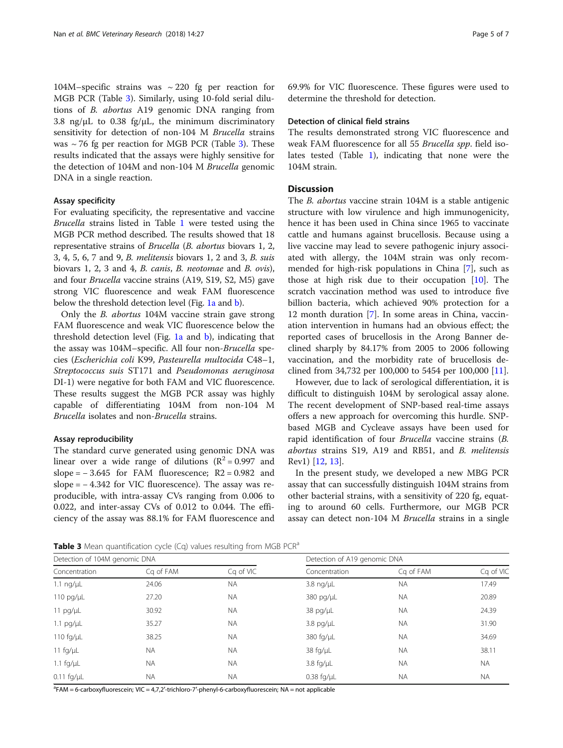104M–specific strains was ~ 220 fg per reaction for MGB PCR (Table 3). Similarly, using 10-fold serial dilutions of *B. abortus* A19 genomic DNA ranging from 3.8 ng/μL to 0.38 fg/μL, the minimum discriminatory sensitivity for detection of non-104 M *Brucella* strains was ~ 76 fg per reaction for MGB PCR (Table 3). These results indicated that the assays were highly sensitive for the detection of 104M and non-104 M *Brucella* genomic DNA in a single reaction.

### Assay specificity

For evaluating specificity, the representative and vaccine *Brucella* strains listed in Table 1 were tested using the MGB PCR method described. The results showed that 18 representative strains of *Brucella* (*B. abortus* biovars 1, 2, 3, 4, 5, 6, 7 and 9, *B. melitensis* biovars 1, 2 and 3, *B. suis* biovars 1, 2, 3 and 4, *B. canis*, *B. neotomae* and *B. ovis*), and four *Brucella* vaccine strains (A19, S19, S2, M5) gave strong VIC fluorescence and weak FAM fluorescence below the threshold detection level (Fig. 1a and b).

Only the *B. abortus* 104M vaccine strain gave strong FAM fluorescence and weak VIC fluorescence below the threshold detection level (Fig. 1a and b), indicating that the assay was 104M–specific. All four non-*Brucella* species (*Escherichia coli* K99, *Pasteurella multocida* C48–1, *Streptococcus suis* ST171 and *Pseudomonas aeruginosa* DI-1) were negative for both FAM and VIC fluorescence. These results suggest the MGB PCR assay was highly capable of differentiating 104M from non-104 M *Brucella* isolates and non-*Brucella* strains.

### Assay reproducibility

The standard curve generated using genomic DNA was linear over a wide range of dilutions ($R^2 = 0.997$ and slope = − 3.645 for FAM fluorescence; R2 = 0.982 and slope = − 4.342 for VIC fluorescence). The assay was reproducible, with intra-assay CVs ranging from 0.006 to 0.022, and inter-assay CVs of 0.012 to 0.044. The efficiency of the assay was 88.1% for FAM fluorescence and 69.9% for VIC fluorescence. These figures were used to determine the threshold for detection.

### Detection of clinical field strains

The results demonstrated strong VIC fluorescence and weak FAM fluorescence for all 55 *Brucella spp.* field isolates tested (Table 1), indicating that none were the 104M strain.

## Discussion

The *B. abortus* vaccine strain 104M is a stable antigenic structure with low virulence and high immunogenicity, hence it has been used in China since 1965 to vaccinate cattle and humans against brucellosis. Because using a live vaccine may lead to severe pathogenic injury associated with allergy, the 104M strain was only recommended for high-risk populations in China [7], such as those at high risk due to their occupation [10]. The scratch vaccination method was used to introduce five billion bacteria, which achieved 90% protection for a 12 month duration [7]. In some areas in China, vaccination intervention in humans had an obvious effect; the reported cases of brucellosis in the Arong Banner declined sharply by 84.17% from 2005 to 2006 following vaccination, and the morbidity rate of brucellosis declined from 34,732 per 100,000 to 5454 per 100,000 [11].

However, due to lack of serological differentiation, it is difficult to distinguish 104M by serological assay alone. The recent development of SNP-based real-time assays offers a new approach for overcoming this hurdle. SNP-based MGB and Cycleave assays have been used for rapid identification of four *Brucella* vaccine strains (*B. abortus* strains S19, A19 and RB51, and *B. melitensis* Rev1) [12, 13].

In the present study, we developed a new MBG PCR assay that can successfully distinguish 104M strains from other bacterial strains, with a sensitivity of 220 fg, equating to around 60 cells. Furthermore, our MGB PCR assay can detect non-104 M *Brucella* strains in a single

**Table 3** Mean quantification cycle (Cq) values resulting from MGB PCR[a]

| Detection of 104M genomic DNA | | | Detection of A19 genomic DNA | | |
|---|---|---|---|---|---|
| Concentration | Cq of FAM | Cq of VIC | Concentration | Cq of FAM | Cq of VIC |
| 1.1 ng/μL | 24.06 | NA | 3.8 ng/μL | NA | 17.49 |
| 110 pg/μL | 27.20 | NA | 380 pg/μL | NA | 20.89 |
| 11 pg/μL | 30.92 | NA | 38 pg/μL | NA | 24.39 |
| 1.1 pg/μL | 35.27 | NA | 3.8 pg/μL | NA | 31.90 |
| 110 fg/μL | 38.25 | NA | 380 fg/μL | NA | 34.69 |
| 11 fg/μL | NA | NA | 38 fg/μL | NA | 38.11 |
| 1.1 fg/μL | NA | NA | 3.8 fg/μL | NA | NA |
| 0.11 fg/μL | NA | NA | 0.38 fg/μL | NA | NA |

[a]FAM = 6-carboxyfluorescein; VIC = 4,7,2′-trichloro-7′-phenyl-6-carboxyfluorescein; NA = not applicable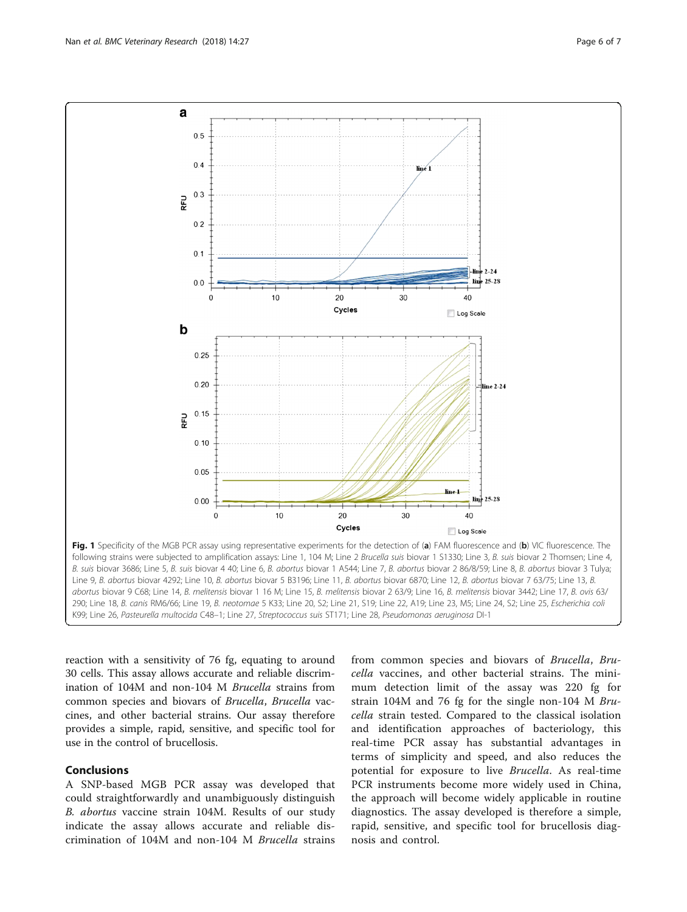Fig. 1 Specificity of the MGB PCR assay using representative experiments for the detection of (**a**) FAM fluorescence and (**b**) VIC fluorescence. The following strains were subjected to amplification assays: Line 1, 104 M; Line 2 *Brucella suis* biovar 1 S1330; Line 3, *B. suis* biovar 2 Thomsen; Line 4, *B. suis* biovar 3686; Line 5, *B. suis* biovar 4 40; Line 6, *B. abortus* biovar 1 A544; Line 7, *B. abortus* biovar 2 86/8/59; Line 8, *B. abortus* biovar 3 Tulya; Line 9, *B. abortus* biovar 4292; Line 10, *B. abortus* biovar 5 B3196; Line 11, *B. abortus* biovar 6870; Line 12, *B. abortus* biovar 7 63/75; Line 13, *B. abortus* biovar 9 C68; Line 14, *B. melitensis* biovar 1 16 M; Line 15, *B. melitensis* biovar 2 63/9; Line 16, *B. melitensis* biovar 3442; Line 17, *B. ovis* 63/290; Line 18, *B. canis* RM6/66; Line 19, *B. neotomae* 5 K33; Line 20, S2; Line 21, S19; Line 22, A19; Line 23, M5; Line 24, S2; Line 25, *Escherichia coli* K99; Line 26, *Pasteurella multocida* C48–1; Line 27, *Streptococcus suis* ST171; Line 28, *Pseudomonas aeruginosa* DI-1

reaction with a sensitivity of 76 fg, equating to around 30 cells. This assay allows accurate and reliable discrimination of 104M and non-104 M *Brucella* strains from common species and biovars of *Brucella*, *Brucella* vaccines, and other bacterial strains. Our assay therefore provides a simple, rapid, sensitive, and specific tool for use in the control of brucellosis.

## Conclusions

A SNP-based MGB PCR assay was developed that could straightforwardly and unambiguously distinguish *B. abortus* vaccine strain 104M. Results of our study indicate the assay allows accurate and reliable discrimination of 104M and non-104 M *Brucella* strains from common species and biovars of *Brucella*, *Brucella* vaccines, and other bacterial strains. The minimum detection limit of the assay was 220 fg for strain 104M and 76 fg for the single non-104 M *Brucella* strain tested. Compared to the classical isolation and identification approaches of bacteriology, this real-time PCR assay has substantial advantages in terms of simplicity and speed, and also reduces the potential for exposure to live *Brucella*. As real-time PCR instruments become more widely used in China, the approach will become widely applicable in routine diagnostics. The assay developed is therefore a simple, rapid, sensitive, and specific tool for brucellosis diagnosis and control.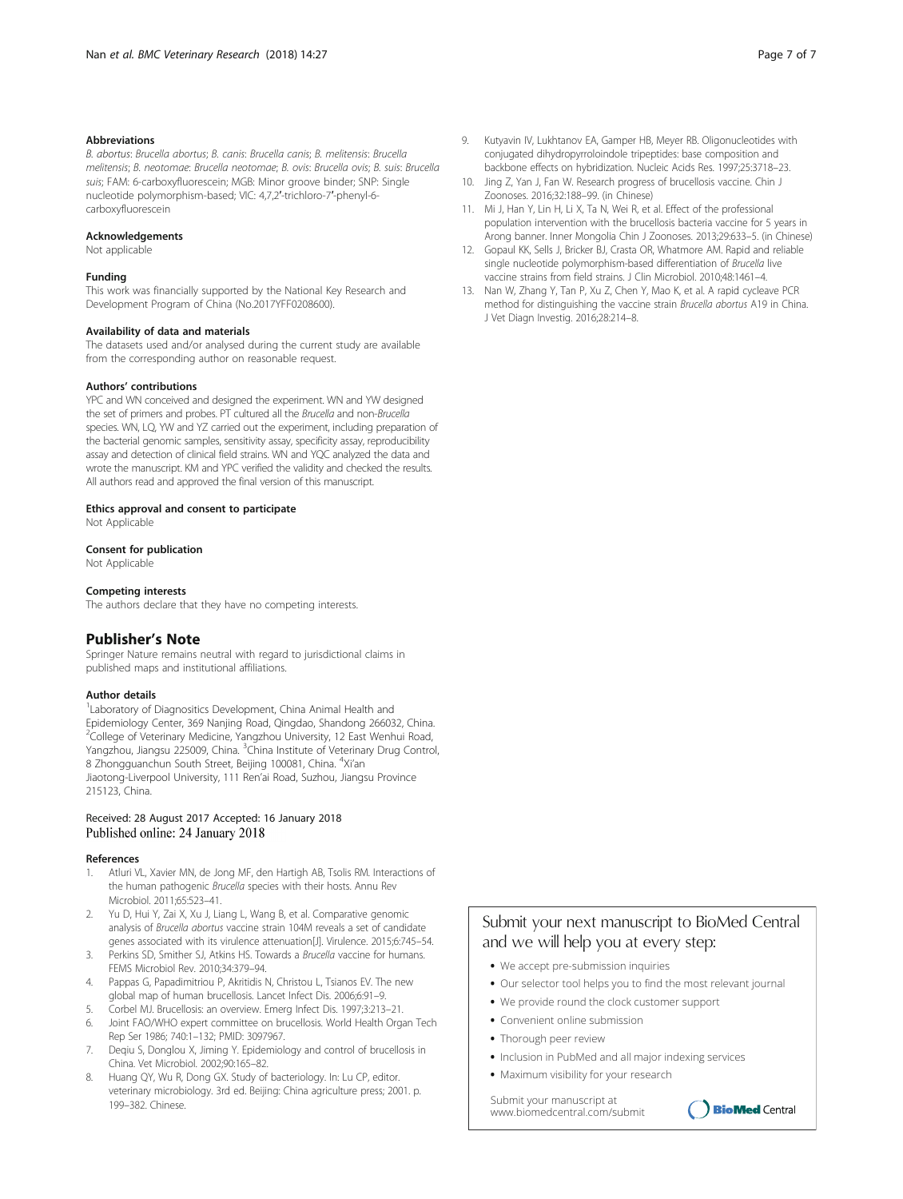### Abbreviations

*B. abortus*: *Brucella abortus*; *B. canis*: *Brucella canis*; *B. melitensis*: *Brucella melitensis*; *B. neotomae*: *Brucella neotomae*; *B. ovis*: *Brucella ovis*; *B. suis*: *Brucella suis*; FAM: 6-carboxyfluorescein; MGB: Minor groove binder; SNP: Single nucleotide polymorphism-based; VIC: 4,7,2′-trichloro-7′-phenyl-6-carboxyfluorescein

### Acknowledgements

Not applicable

### Funding

This work was financially supported by the National Key Research and Development Program of China (No.2017YFF0208600).

### Availability of data and materials

The datasets used and/or analysed during the current study are available from the corresponding author on reasonable request.

### Authors' contributions

YPC and WN conceived and designed the experiment. WN and YW designed the set of primers and probes. PT cultured all the *Brucella* and non-*Brucella* species. WN, LQ, YW and YZ carried out the experiment, including preparation of the bacterial genomic samples, sensitivity assay, specificity assay, reproducibility assay and detection of clinical field strains. WN and YQC analyzed the data and wrote the manuscript. KM and YPC verified the validity and checked the results. All authors read and approved the final version of this manuscript.

### Ethics approval and consent to participate

Not Applicable

### Consent for publication

Not Applicable

### Competing interests

The authors declare that they have no competing interests.

## Publisher's Note

Springer Nature remains neutral with regard to jurisdictional claims in published maps and institutional affiliations.

### Author details

[1]Laboratory of Diagnositics Development, China Animal Health and Epidemiology Center, 369 Nanjing Road, Qingdao, Shandong 266032, China. [2]College of Veterinary Medicine, Yangzhou University, 12 East Wenhui Road, Yangzhou, Jiangsu 225009, China. [3]China Institute of Veterinary Drug Control, 8 Zhongguanchun South Street, Beijing 100081, China. [4]Xi'an Jiaotong-Liverpool University, 111 Ren'ai Road, Suzhou, Jiangsu Province 215123, China.

Received: 28 August 2017 Accepted: 16 January 2018
Published online: 24 January 2018

### References

1. Atluri VL, Xavier MN, de Jong MF, den Hartigh AB, Tsolis RM. Interactions of the human pathogenic *Brucella* species with their hosts. Annu Rev Microbiol. 2011;65:523–41.
2. Yu D, Hui Y, Zai X, Xu J, Liang L, Wang B, et al. Comparative genomic analysis of *Brucella abortus* vaccine strain 104M reveals a set of candidate genes associated with its virulence attenuation[J]. Virulence. 2015;6:745–54.
3. Perkins SD, Smither SJ, Atkins HS. Towards a *Brucella* vaccine for humans. FEMS Microbiol Rev. 2010;34:379–94.
4. Pappas G, Papadimitriou P, Akritidis N, Christou L, Tsianos EV. The new global map of human brucellosis. Lancet Infect Dis. 2006;6:91–9.
5. Corbel MJ. Brucellosis: an overview. Emerg Infect Dis. 1997;3:213–21.
6. Joint FAO/WHO expert committee on brucellosis. World Health Organ Tech Rep Ser 1986; 740:1–132; PMID: 3097967.
7. Deqiu S, Donglou X, Jiming Y. Epidemiology and control of brucellosis in China. Vet Microbiol. 2002;90:165–82.
8. Huang QY, Wu R, Dong GX. Study of bacteriology. In: Lu CP, editor. veterinary microbiology. 3rd ed. Beijing: China agriculture press; 2001. p. 199–382. Chinese.
9. Kutyavin IV, Lukhtanov EA, Gamper HB, Meyer RB. Oligonucleotides with conjugated dihydropyrroloindole tripeptides: base composition and backbone effects on hybridization. Nucleic Acids Res. 1997;25:3718–23.
10. Jing Z, Yan J, Fan W. Research progress of brucellosis vaccine. Chin J Zoonoses. 2016;32:188–99. (in Chinese)
11. Mi J, Han Y, Lin H, Li X, Ta N, Wei R, et al. Effect of the professional population intervention with the brucellosis bacteria vaccine for 5 years in Arong banner. Inner Mongolia Chin J Zoonoses. 2013;29:633–5. (in Chinese)
12. Gopaul KK, Sells J, Bricker BJ, Crasta OR, Whatmore AM. Rapid and reliable single nucleotide polymorphism-based differentiation of *Brucella* live vaccine strains from field strains. J Clin Microbiol. 2010;48:1461–4.
13. Nan W, Zhang Y, Tan P, Xu Z, Chen Y, Mao K, et al. A rapid cycleave PCR method for distinguishing the vaccine strain *Brucella abortus* A19 in China. J Vet Diagn Investig. 2016;28:214–8.